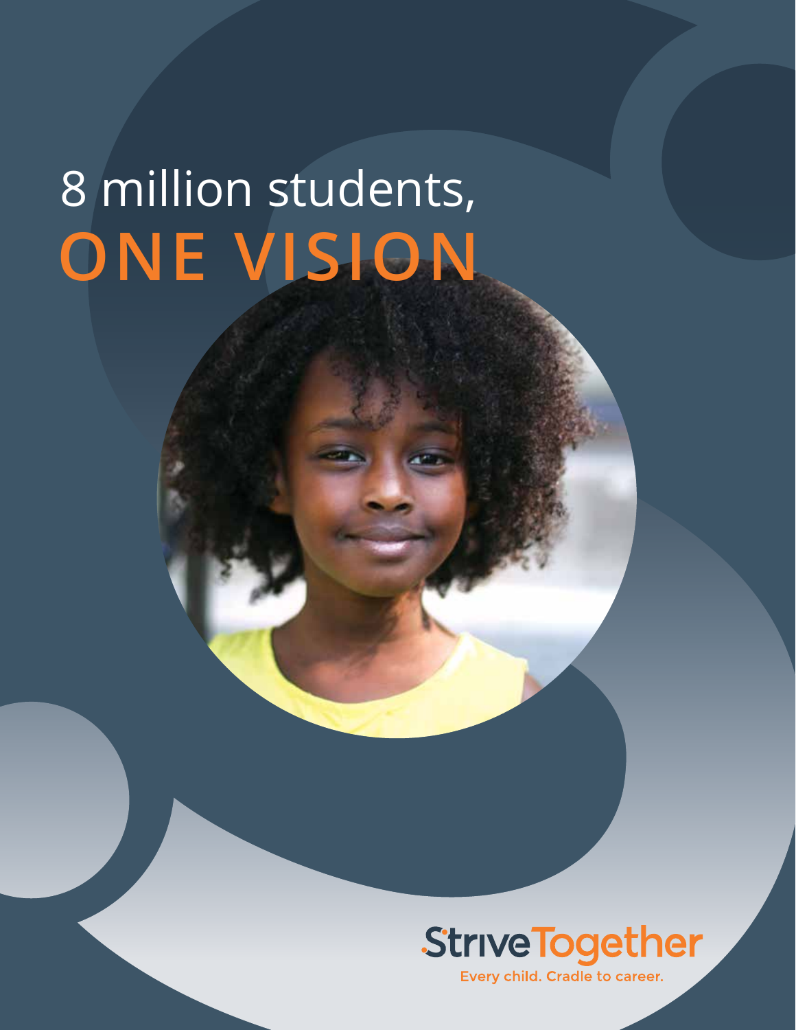# 8 million students, ONE VISION

StriveTogether

Every child. Cradle to career.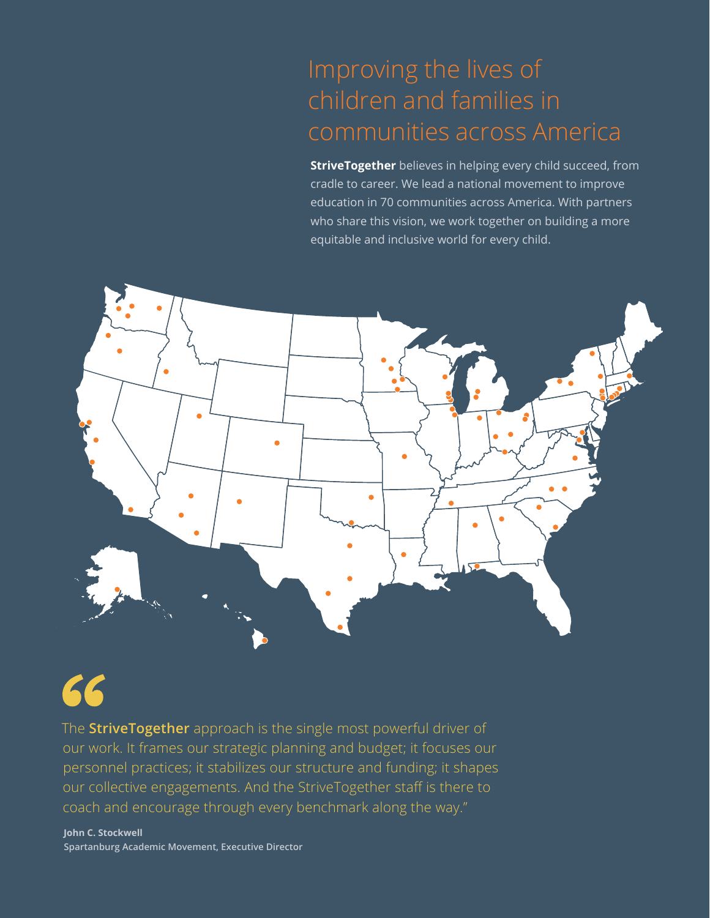# Improving the lives of children and families in communities across America

**StriveTogether** believes in helping every child succeed, from cradle to career. We lead a national movement to improve education in 70 communities across America. With partners who share this vision, we work together on building a more equitable and inclusive world for every child.

> The **StriveTogether** approach is the single most powerful driver of our work. It frames our strategic planning and budget; it focuses our personnel practices; it stabilizes our structure and funding; it shapes our collective engagements. And the StriveTogether staff is there to coach and encourage through every benchmark along the way."

**John C. Stockwell**
**Spartanburg Academic Movement, Executive Director**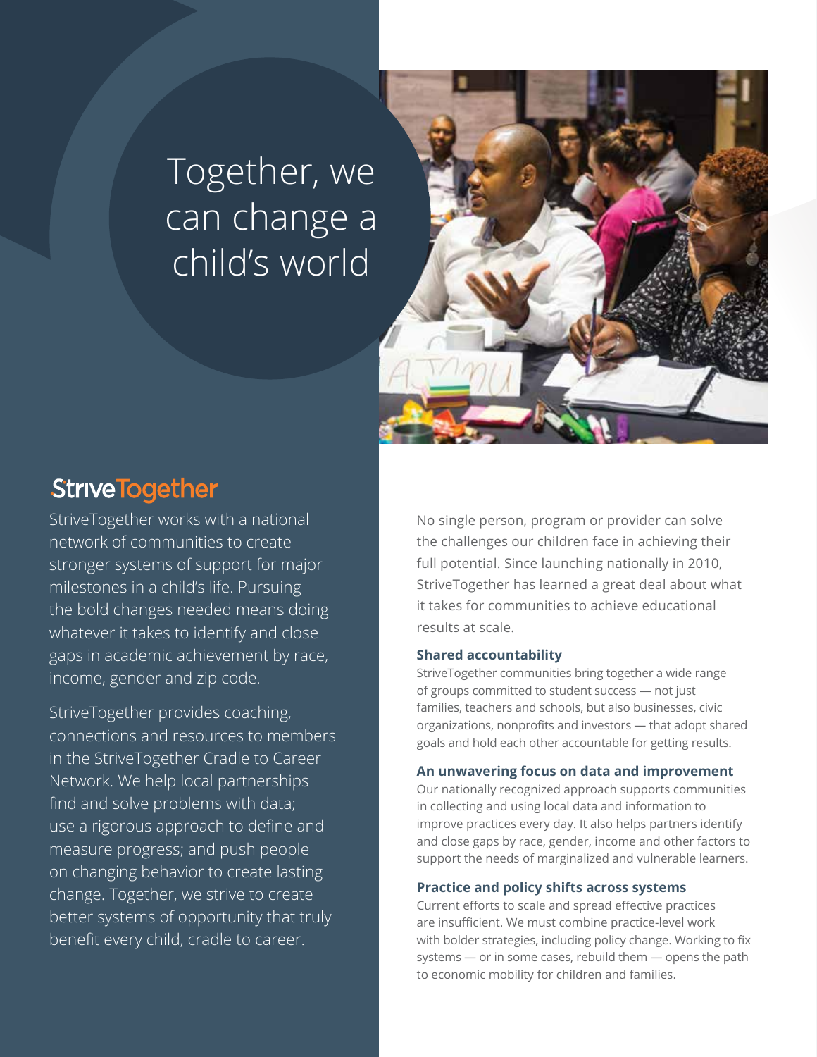# Together, we can change a child's world

## StriveTogether

StriveTogether works with a national network of communities to create stronger systems of support for major milestones in a child's life. Pursuing the bold changes needed means doing whatever it takes to identify and close gaps in academic achievement by race, income, gender and zip code.

StriveTogether provides coaching, connections and resources to members in the StriveTogether Cradle to Career Network. We help local partnerships find and solve problems with data; use a rigorous approach to define and measure progress; and push people on changing behavior to create lasting change. Together, we strive to create better systems of opportunity that truly benefit every child, cradle to career.

No single person, program or provider can solve the challenges our children face in achieving their full potential. Since launching nationally in 2010, StriveTogether has learned a great deal about what it takes for communities to achieve educational results at scale.

**Shared accountability**

StriveTogether communities bring together a wide range of groups committed to student success — not just families, teachers and schools, but also businesses, civic organizations, nonprofits and investors — that adopt shared goals and hold each other accountable for getting results.

**An unwavering focus on data and improvement**

Our nationally recognized approach supports communities in collecting and using local data and information to improve practices every day. It also helps partners identify and close gaps by race, gender, income and other factors to support the needs of marginalized and vulnerable learners.

**Practice and policy shifts across systems**

Current efforts to scale and spread effective practices are insufficient. We must combine practice-level work with bolder strategies, including policy change. Working to fix systems — or in some cases, rebuild them — opens the path to economic mobility for children and families.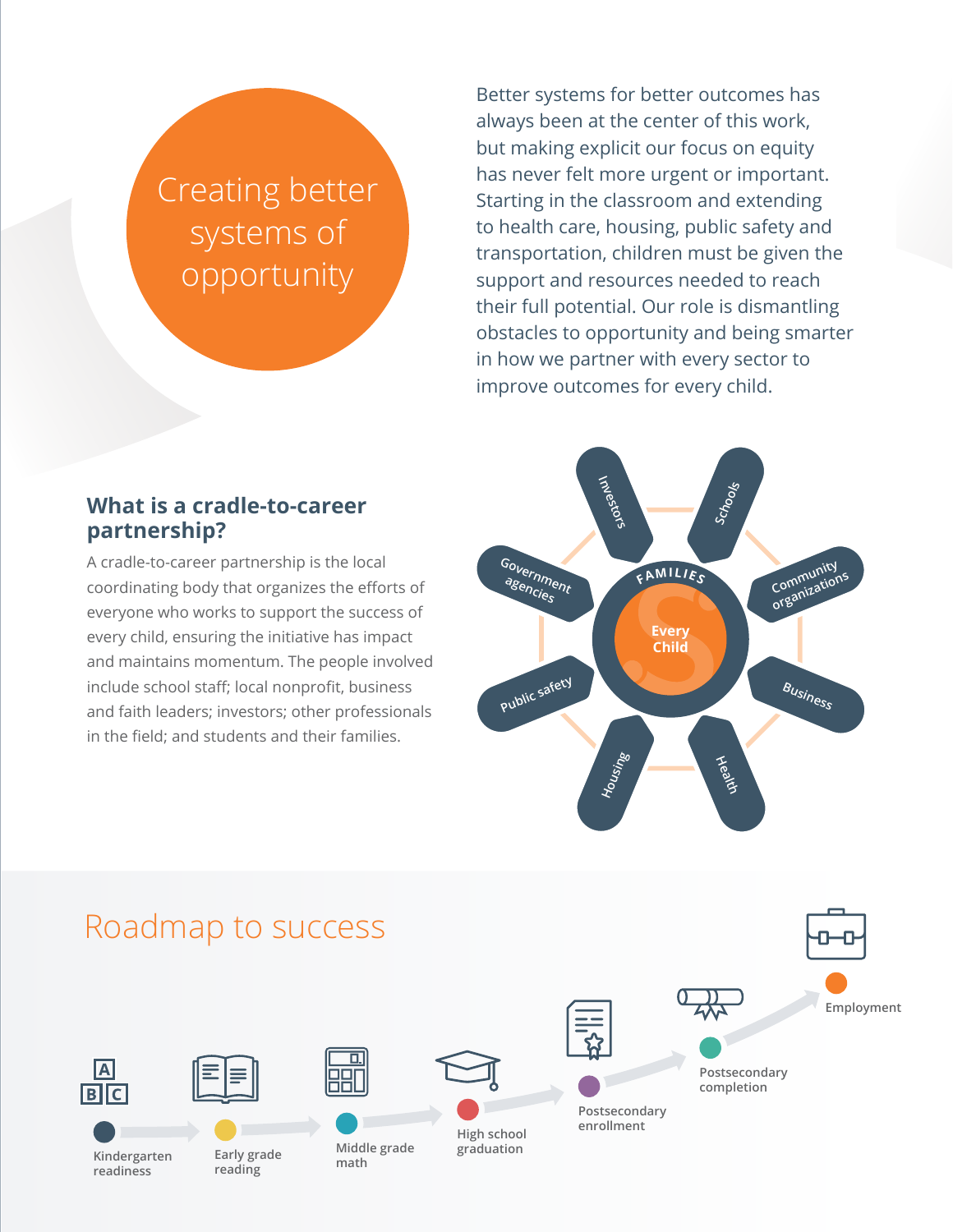# Creating better systems of opportunity

Better systems for better outcomes has always been at the center of this work, but making explicit our focus on equity has never felt more urgent or important. Starting in the classroom and extending to health care, housing, public safety and transportation, children must be given the support and resources needed to reach their full potential. Our role is dismantling obstacles to opportunity and being smarter in how we partner with every sector to improve outcomes for every child.

## What is a cradle-to-career partnership?

A cradle-to-career partnership is the local coordinating body that organizes the efforts of everyone who works to support the success of every child, ensuring the initiative has impact and maintains momentum. The people involved include school staff; local nonprofit, business and faith leaders; investors; other professionals in the field; and students and their families.

Every Child

Families

- Investors
- Schools
- Community organizations
- Business
- Health
- Housing
- Public safety
- Government agencies

## Roadmap to success

Kindergarten readiness → Early grade reading → Middle grade math → High school graduation → Postsecondary enrollment → Postsecondary completion → Employment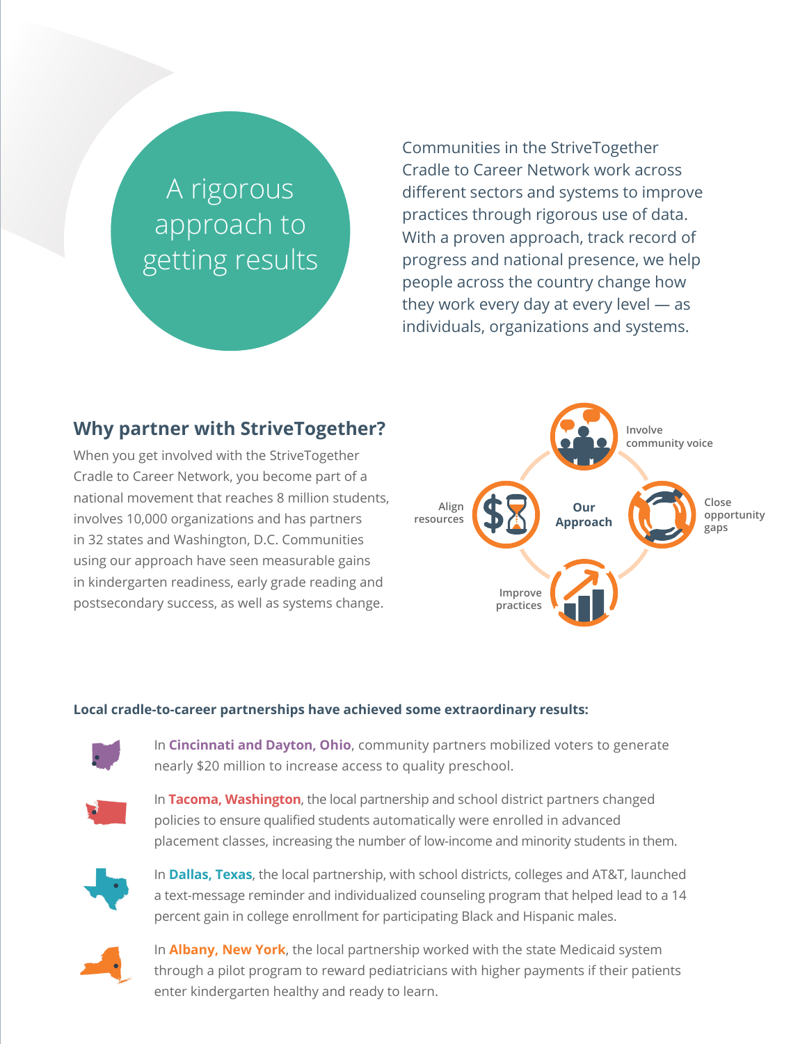# A rigorous approach to getting results

Communities in the StriveTogether Cradle to Career Network work across different sectors and systems to improve practices through rigorous use of data. With a proven approach, track record of progress and national presence, we help people across the country change how they work every day at every level — as individuals, organizations and systems.

## Why partner with StriveTogether?

When you get involved with the StriveTogether Cradle to Career Network, you become part of a national movement that reaches 8 million students, involves 10,000 organizations and has partners in 32 states and Washington, D.C. Communities using our approach have seen measurable gains in kindergarten readiness, early grade reading and postsecondary success, as well as systems change.

**Our Approach**

- Involve community voice
- Close opportunity gaps
- Improve practices
- Align resources

**Local cradle-to-career partnerships have achieved some extraordinary results:**

In **Cincinnati and Dayton, Ohio**, community partners mobilized voters to generate nearly $20 million to increase access to quality preschool.

In **Tacoma, Washington**, the local partnership and school district partners changed policies to ensure qualified students automatically were enrolled in advanced placement classes, increasing the number of low-income and minority students in them.

In **Dallas, Texas**, the local partnership, with school districts, colleges and AT&T, launched a text-message reminder and individualized counseling program that helped lead to a 14 percent gain in college enrollment for participating Black and Hispanic males.

In **Albany, New York**, the local partnership worked with the state Medicaid system through a pilot program to reward pediatricians with higher payments if their patients enter kindergarten healthy and ready to learn.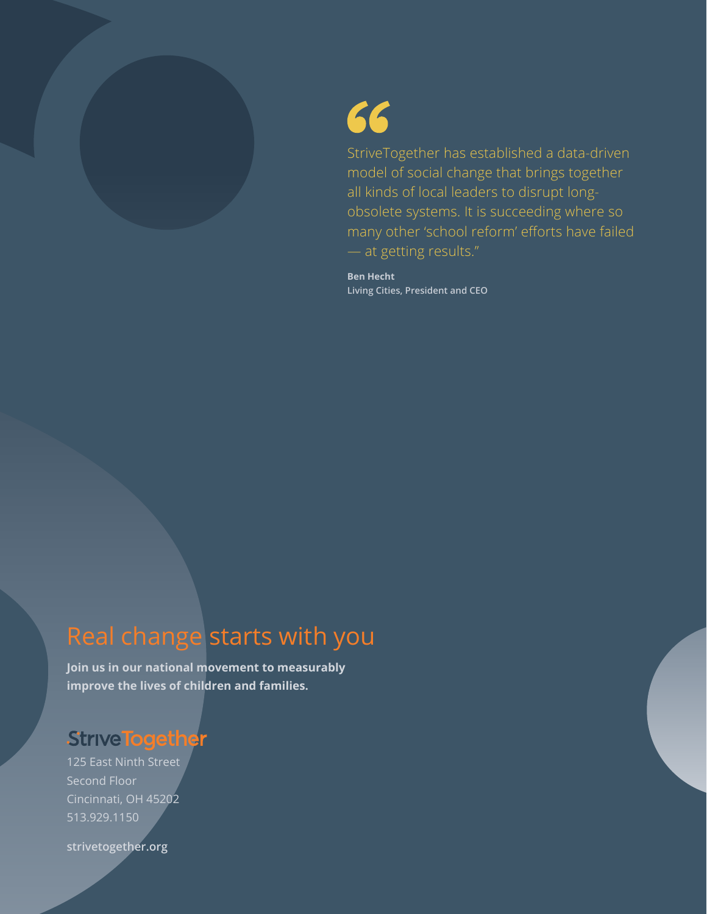> "StriveTogether has established a data-driven model of social change that brings together all kinds of local leaders to disrupt long-obsolete systems. It is succeeding where so many other 'school reform' efforts have failed — at getting results."

**Ben Hecht**
**Living Cities, President and CEO**

# Real change starts with you

**Join us in our national movement to measurably improve the lives of children and families.**

StriveTogether

125 East Ninth Street
Second Floor
Cincinnati, OH 45202
513.929.1150

**strivetogether.org**